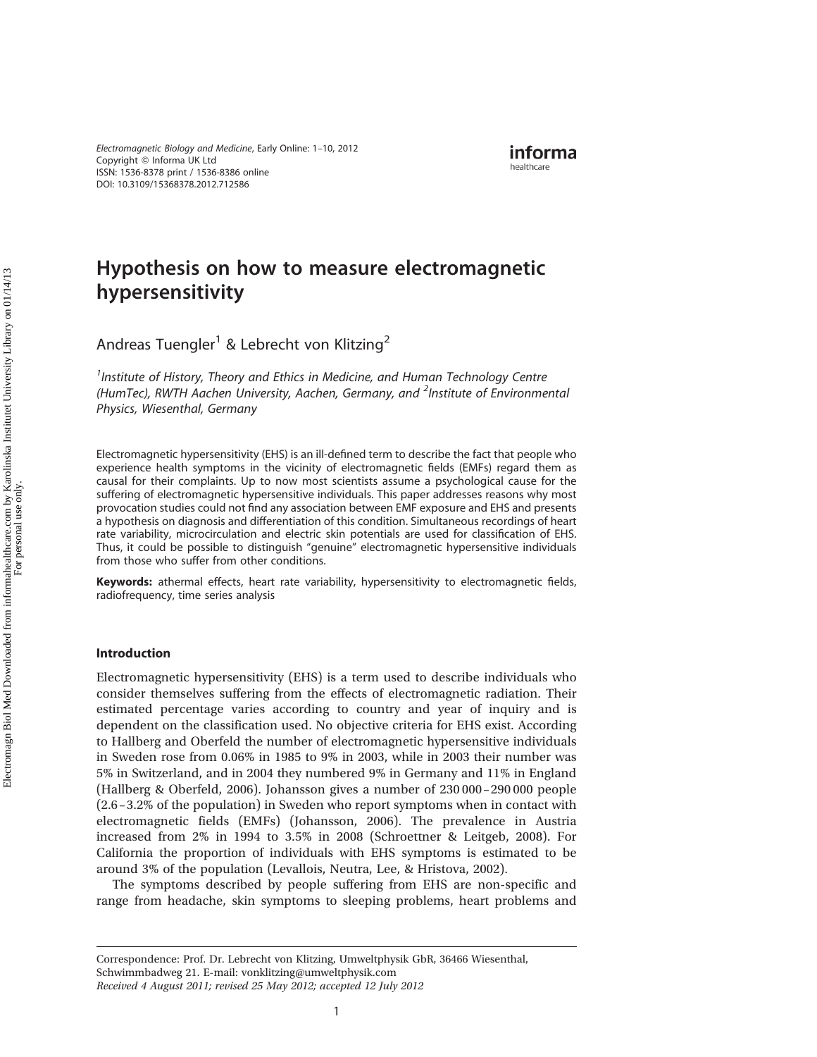# Hypothesis on how to measure electromagnetic hypersensitivity

Andreas Tuengler[1] & Lebrecht von Klitzing[2]

*[1]Institute of History, Theory and Ethics in Medicine, and Human Technology Centre (HumTec), RWTH Aachen University, Aachen, Germany, and [2]Institute of Environmental Physics, Wiesenthal, Germany*

Electromagnetic hypersensitivity (EHS) is an ill-defined term to describe the fact that people who experience health symptoms in the vicinity of electromagnetic fields (EMFs) regard them as causal for their complaints. Up to now most scientists assume a psychological cause for the suffering of electromagnetic hypersensitive individuals. This paper addresses reasons why most provocation studies could not find any association between EMF exposure and EHS and presents a hypothesis on diagnosis and differentiation of this condition. Simultaneous recordings of heart rate variability, microcirculation and electric skin potentials are used for classification of EHS. Thus, it could be possible to distinguish "genuine" electromagnetic hypersensitive individuals from those who suffer from other conditions.

**Keywords:** athermal effects, heart rate variability, hypersensitivity to electromagnetic fields, radiofrequency, time series analysis

## Introduction

Electromagnetic hypersensitivity (EHS) is a term used to describe individuals who consider themselves suffering from the effects of electromagnetic radiation. Their estimated percentage varies according to country and year of inquiry and is dependent on the classification used. No objective criteria for EHS exist. According to Hallberg and Oberfeld the number of electromagnetic hypersensitive individuals in Sweden rose from 0.06% in 1985 to 9% in 2003, while in 2003 their number was 5% in Switzerland, and in 2004 they numbered 9% in Germany and 11% in England (Hallberg & Oberfeld, 2006). Johansson gives a number of 230 000 – 290 000 people (2.6 – 3.2% of the population) in Sweden who report symptoms when in contact with electromagnetic fields (EMFs) (Johansson, 2006). The prevalence in Austria increased from 2% in 1994 to 3.5% in 2008 (Schroettner & Leitgeb, 2008). For California the proportion of individuals with EHS symptoms is estimated to be around 3% of the population (Levallois, Neutra, Lee, & Hristova, 2002).

The symptoms described by people suffering from EHS are non-specific and range from headache, skin symptoms to sleeping problems, heart problems and

Correspondence: Prof. Dr. Lebrecht von Klitzing, Umweltphysik GbR, 36466 Wiesenthal, Schwimmbadweg 21. E-mail: vonklitzing@umweltphysik.com

*Received 4 August 2011; revised 25 May 2012; accepted 12 July 2012*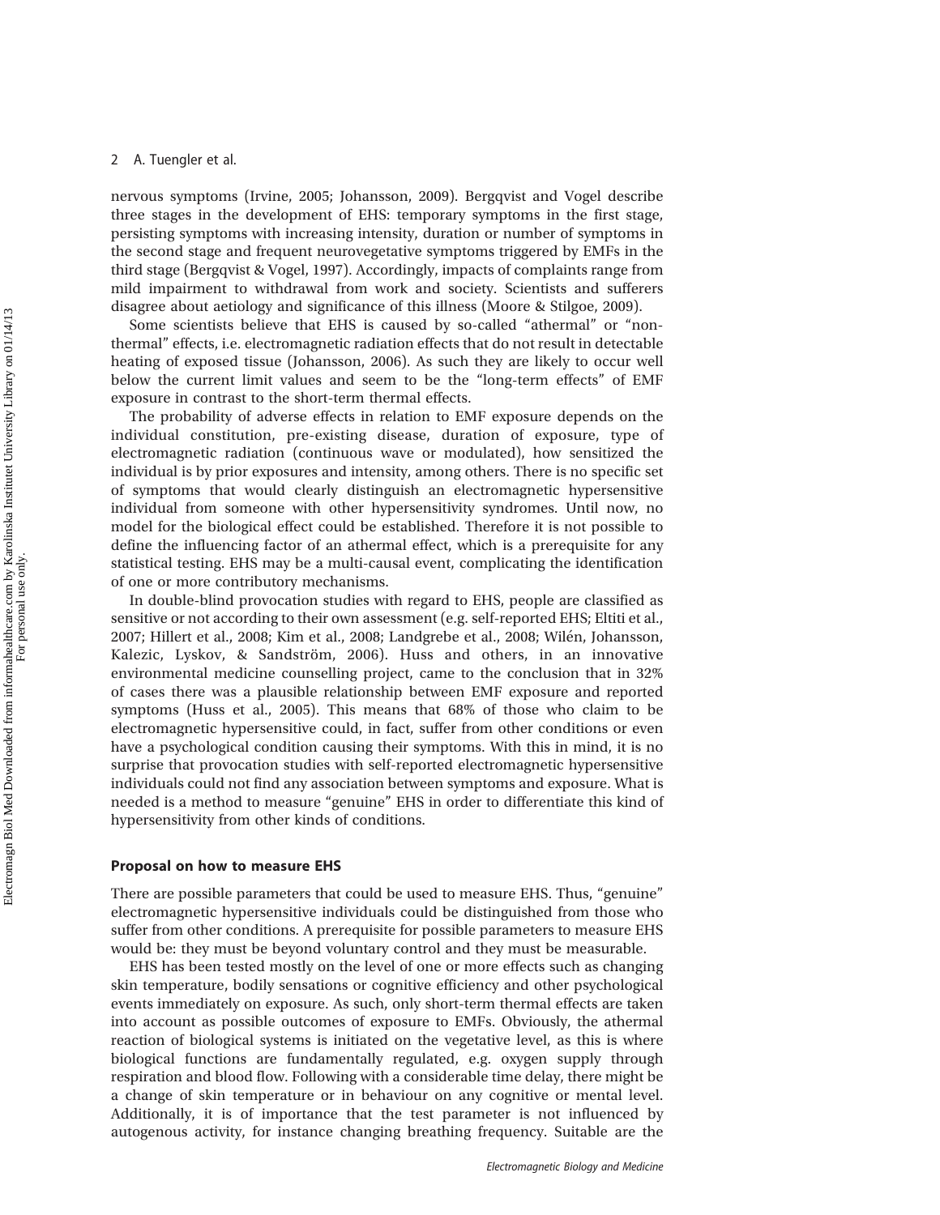nervous symptoms (Irvine, 2005; Johansson, 2009). Bergqvist and Vogel describe three stages in the development of EHS: temporary symptoms in the first stage, persisting symptoms with increasing intensity, duration or number of symptoms in the second stage and frequent neurovegetative symptoms triggered by EMFs in the third stage (Bergqvist & Vogel, 1997). Accordingly, impacts of complaints range from mild impairment to withdrawal from work and society. Scientists and sufferers disagree about aetiology and significance of this illness (Moore & Stilgoe, 2009).

Some scientists believe that EHS is caused by so-called "athermal" or "non-thermal" effects, i.e. electromagnetic radiation effects that do not result in detectable heating of exposed tissue (Johansson, 2006). As such they are likely to occur well below the current limit values and seem to be the "long-term effects" of EMF exposure in contrast to the short-term thermal effects.

The probability of adverse effects in relation to EMF exposure depends on the individual constitution, pre-existing disease, duration of exposure, type of electromagnetic radiation (continuous wave or modulated), how sensitized the individual is by prior exposures and intensity, among others. There is no specific set of symptoms that would clearly distinguish an electromagnetic hypersensitive individual from someone with other hypersensitivity syndromes. Until now, no model for the biological effect could be established. Therefore it is not possible to define the influencing factor of an athermal effect, which is a prerequisite for any statistical testing. EHS may be a multi-causal event, complicating the identification of one or more contributory mechanisms.

In double-blind provocation studies with regard to EHS, people are classified as sensitive or not according to their own assessment (e.g. self-reported EHS; Eltiti et al., 2007; Hillert et al., 2008; Kim et al., 2008; Landgrebe et al., 2008; Wilén, Johansson, Kalezic, Lyskov, & Sandström, 2006). Huss and others, in an innovative environmental medicine counselling project, came to the conclusion that in 32% of cases there was a plausible relationship between EMF exposure and reported symptoms (Huss et al., 2005). This means that 68% of those who claim to be electromagnetic hypersensitive could, in fact, suffer from other conditions or even have a psychological condition causing their symptoms. With this in mind, it is no surprise that provocation studies with self-reported electromagnetic hypersensitive individuals could not find any association between symptoms and exposure. What is needed is a method to measure "genuine" EHS in order to differentiate this kind of hypersensitivity from other kinds of conditions.

## Proposal on how to measure EHS

There are possible parameters that could be used to measure EHS. Thus, "genuine" electromagnetic hypersensitive individuals could be distinguished from those who suffer from other conditions. A prerequisite for possible parameters to measure EHS would be: they must be beyond voluntary control and they must be measurable.

EHS has been tested mostly on the level of one or more effects such as changing skin temperature, bodily sensations or cognitive efficiency and other psychological events immediately on exposure. As such, only short-term thermal effects are taken into account as possible outcomes of exposure to EMFs. Obviously, the athermal reaction of biological systems is initiated on the vegetative level, as this is where biological functions are fundamentally regulated, e.g. oxygen supply through respiration and blood flow. Following with a considerable time delay, there might be a change of skin temperature or in behaviour on any cognitive or mental level. Additionally, it is of importance that the test parameter is not influenced by autogenous activity, for instance changing breathing frequency. Suitable are the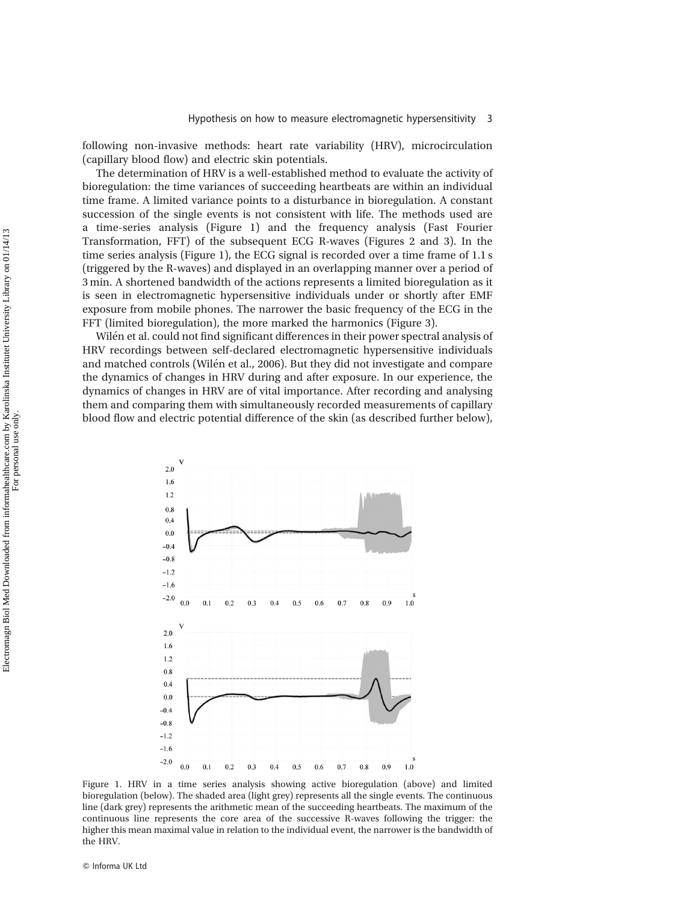following non-invasive methods: heart rate variability (HRV), microcirculation (capillary blood flow) and electric skin potentials.

The determination of HRV is a well-established method to evaluate the activity of bioregulation: the time variances of succeeding heartbeats are within an individual time frame. A limited variance points to a disturbance in bioregulation. A constant succession of the single events is not consistent with life. The methods used are a time-series analysis (Figure 1) and the frequency analysis (Fast Fourier Transformation, FFT) of the subsequent ECG R-waves (Figures 2 and 3). In the time series analysis (Figure 1), the ECG signal is recorded over a time frame of 1.1 s (triggered by the R-waves) and displayed in an overlapping manner over a period of 3 min. A shortened bandwidth of the actions represents a limited bioregulation as it is seen in electromagnetic hypersensitive individuals under or shortly after EMF exposure from mobile phones. The narrower the basic frequency of the ECG in the FFT (limited bioregulation), the more marked the harmonics (Figure 3).

Wilén et al. could not find significant differences in their power spectral analysis of HRV recordings between self-declared electromagnetic hypersensitive individuals and matched controls (Wilén et al., 2006). But they did not investigate and compare the dynamics of changes in HRV during and after exposure. In our experience, the dynamics of changes in HRV are of vital importance. After recording and analysing them and comparing them with simultaneously recorded measurements of capillary blood flow and electric potential difference of the skin (as described further below),

Figure 1. HRV in a time series analysis showing active bioregulation (above) and limited bioregulation (below). The shaded area (light grey) represents all the single events. The continuous line (dark grey) represents the arithmetic mean of the succeeding heartbeats. The maximum of the continuous line represents the core area of the successive R-waves following the trigger: the higher this mean maximal value in relation to the individual event, the narrower is the bandwidth of the HRV.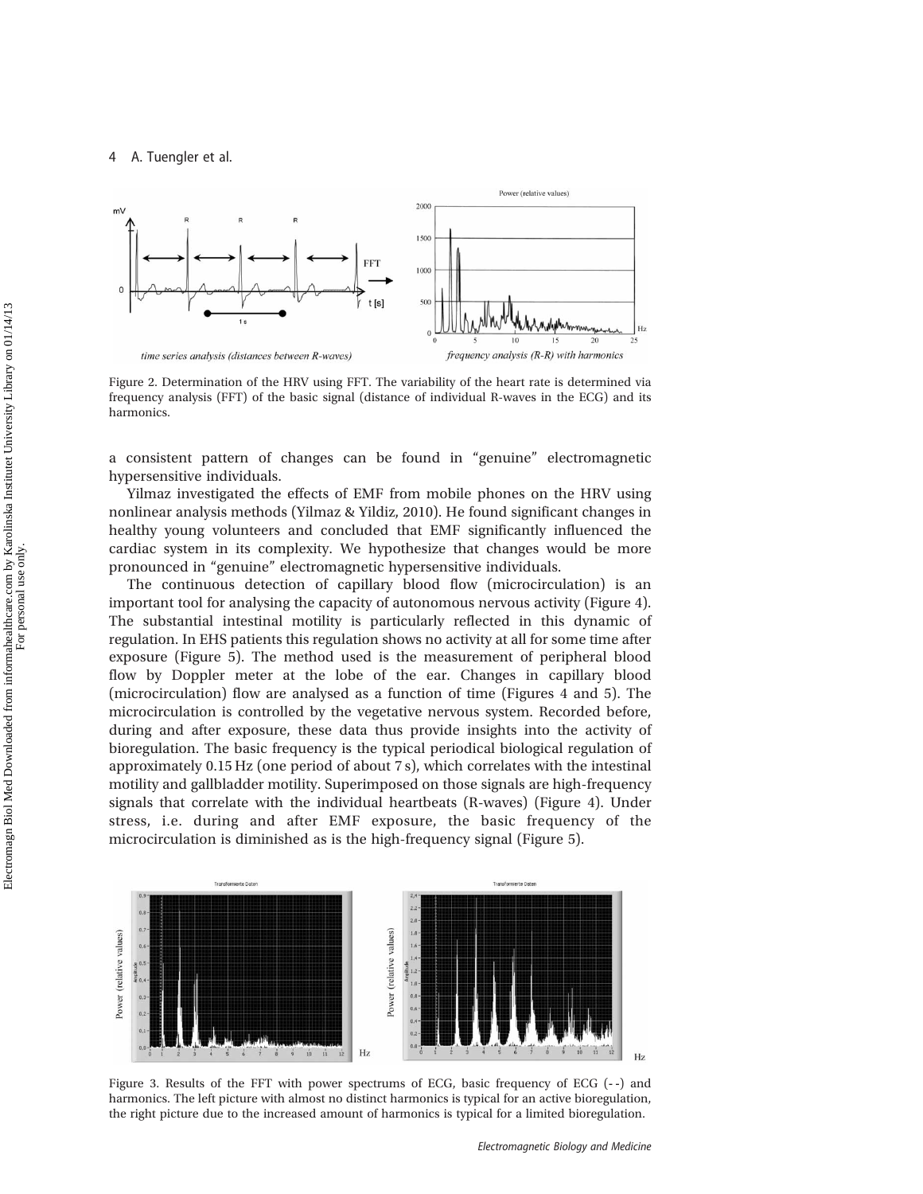Figure 2. Determination of the HRV using FFT. The variability of the heart rate is determined via frequency analysis (FFT) of the basic signal (distance of individual R-waves in the ECG) and its harmonics.

a consistent pattern of changes can be found in "genuine" electromagnetic hypersensitive individuals.

Yilmaz investigated the effects of EMF from mobile phones on the HRV using nonlinear analysis methods (Yilmaz & Yildiz, 2010). He found significant changes in healthy young volunteers and concluded that EMF significantly influenced the cardiac system in its complexity. We hypothesize that changes would be more pronounced in "genuine" electromagnetic hypersensitive individuals.

The continuous detection of capillary blood flow (microcirculation) is an important tool for analysing the capacity of autonomous nervous activity (Figure 4). The substantial intestinal motility is particularly reflected in this dynamic of regulation. In EHS patients this regulation shows no activity at all for some time after exposure (Figure 5). The method used is the measurement of peripheral blood flow by Doppler meter at the lobe of the ear. Changes in capillary blood (microcirculation) flow are analysed as a function of time (Figures 4 and 5). The microcirculation is controlled by the vegetative nervous system. Recorded before, during and after exposure, these data thus provide insights into the activity of bioregulation. The basic frequency is the typical periodical biological regulation of approximately 0.15 Hz (one period of about 7 s), which correlates with the intestinal motility and gallbladder motility. Superimposed on those signals are high-frequency signals that correlate with the individual heartbeats (R-waves) (Figure 4). Under stress, i.e. during and after EMF exposure, the basic frequency of the microcirculation is diminished as is the high-frequency signal (Figure 5).

Figure 3. Results of the FFT with power spectrums of ECG, basic frequency of ECG (- -) and harmonics. The left picture with almost no distinct harmonics is typical for an active bioregulation, the right picture due to the increased amount of harmonics is typical for a limited bioregulation.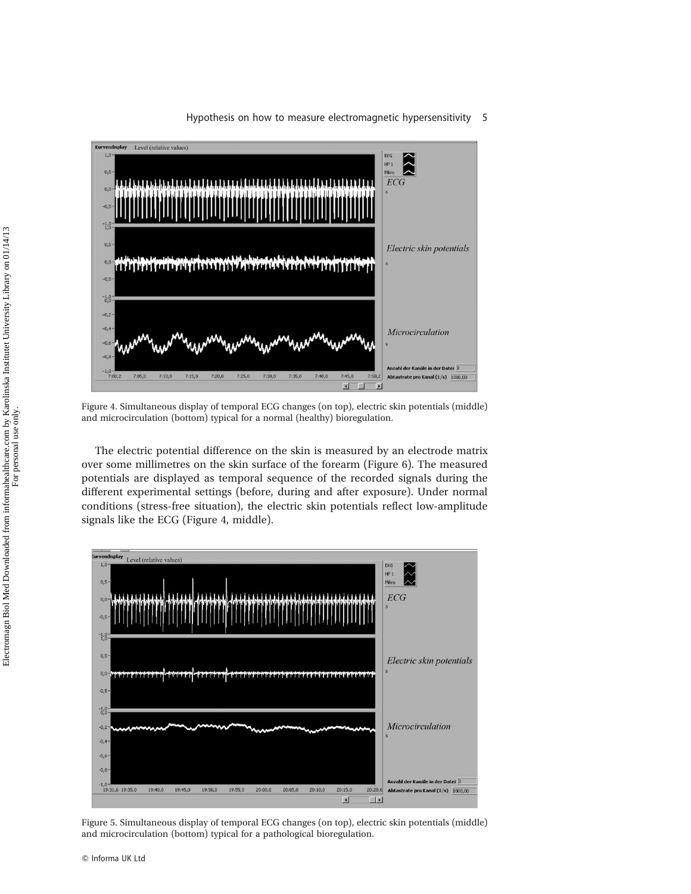Figure 4. Simultaneous display of temporal ECG changes (on top), electric skin potentials (middle) and microcirculation (bottom) typical for a normal (healthy) bioregulation.

The electric potential difference on the skin is measured by an electrode matrix over some millimetres on the skin surface of the forearm (Figure 6). The measured potentials are displayed as temporal sequence of the recorded signals during the different experimental settings (before, during and after exposure). Under normal conditions (stress-free situation), the electric skin potentials reflect low-amplitude signals like the ECG (Figure 4, middle).

Figure 5. Simultaneous display of temporal ECG changes (on top), electric skin potentials (middle) and microcirculation (bottom) typical for a pathological bioregulation.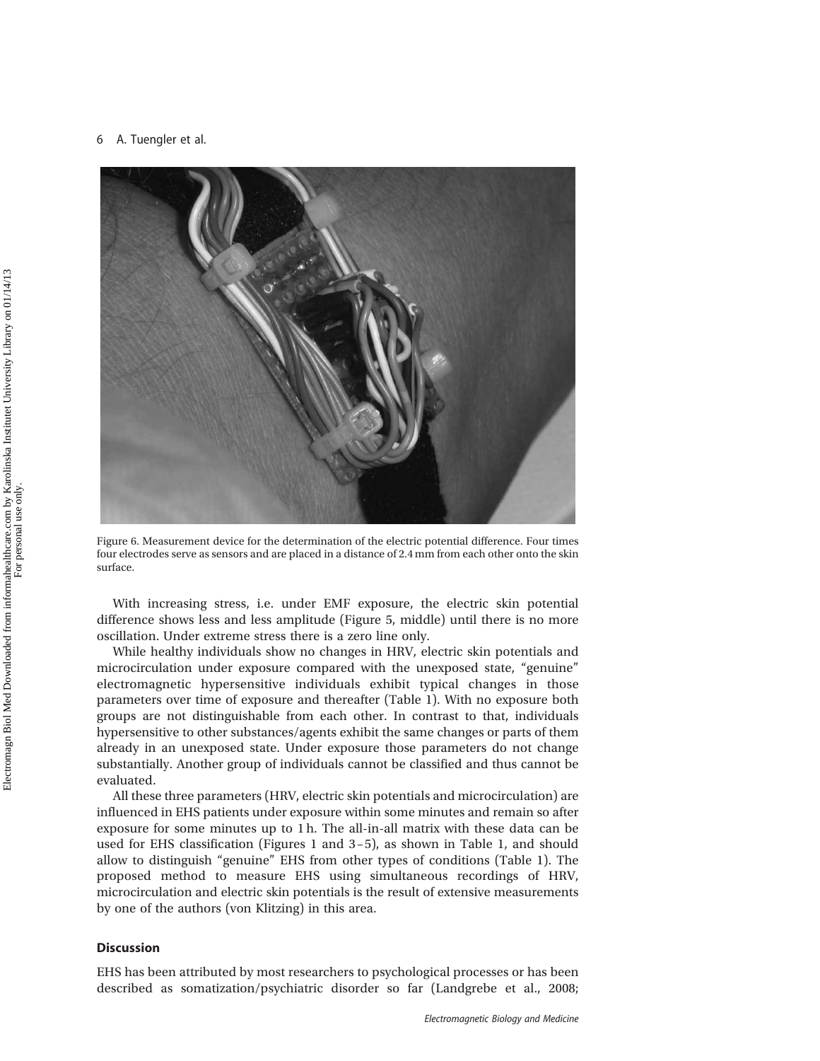Figure 6. Measurement device for the determination of the electric potential difference. Four times four electrodes serve as sensors and are placed in a distance of 2.4 mm from each other onto the skin surface.

With increasing stress, i.e. under EMF exposure, the electric skin potential difference shows less and less amplitude (Figure 5, middle) until there is no more oscillation. Under extreme stress there is a zero line only.

While healthy individuals show no changes in HRV, electric skin potentials and microcirculation under exposure compared with the unexposed state, "genuine" electromagnetic hypersensitive individuals exhibit typical changes in those parameters over time of exposure and thereafter (Table 1). With no exposure both groups are not distinguishable from each other. In contrast to that, individuals hypersensitive to other substances/agents exhibit the same changes or parts of them already in an unexposed state. Under exposure those parameters do not change substantially. Another group of individuals cannot be classified and thus cannot be evaluated.

All these three parameters (HRV, electric skin potentials and microcirculation) are influenced in EHS patients under exposure within some minutes and remain so after exposure for some minutes up to 1 h. The all-in-all matrix with these data can be used for EHS classification (Figures 1 and 3–5), as shown in Table 1, and should allow to distinguish "genuine" EHS from other types of conditions (Table 1). The proposed method to measure EHS using simultaneous recordings of HRV, microcirculation and electric skin potentials is the result of extensive measurements by one of the authors (von Klitzing) in this area.

## Discussion

EHS has been attributed by most researchers to psychological processes or has been described as somatization/psychiatric disorder so far (Landgrebe et al., 2008;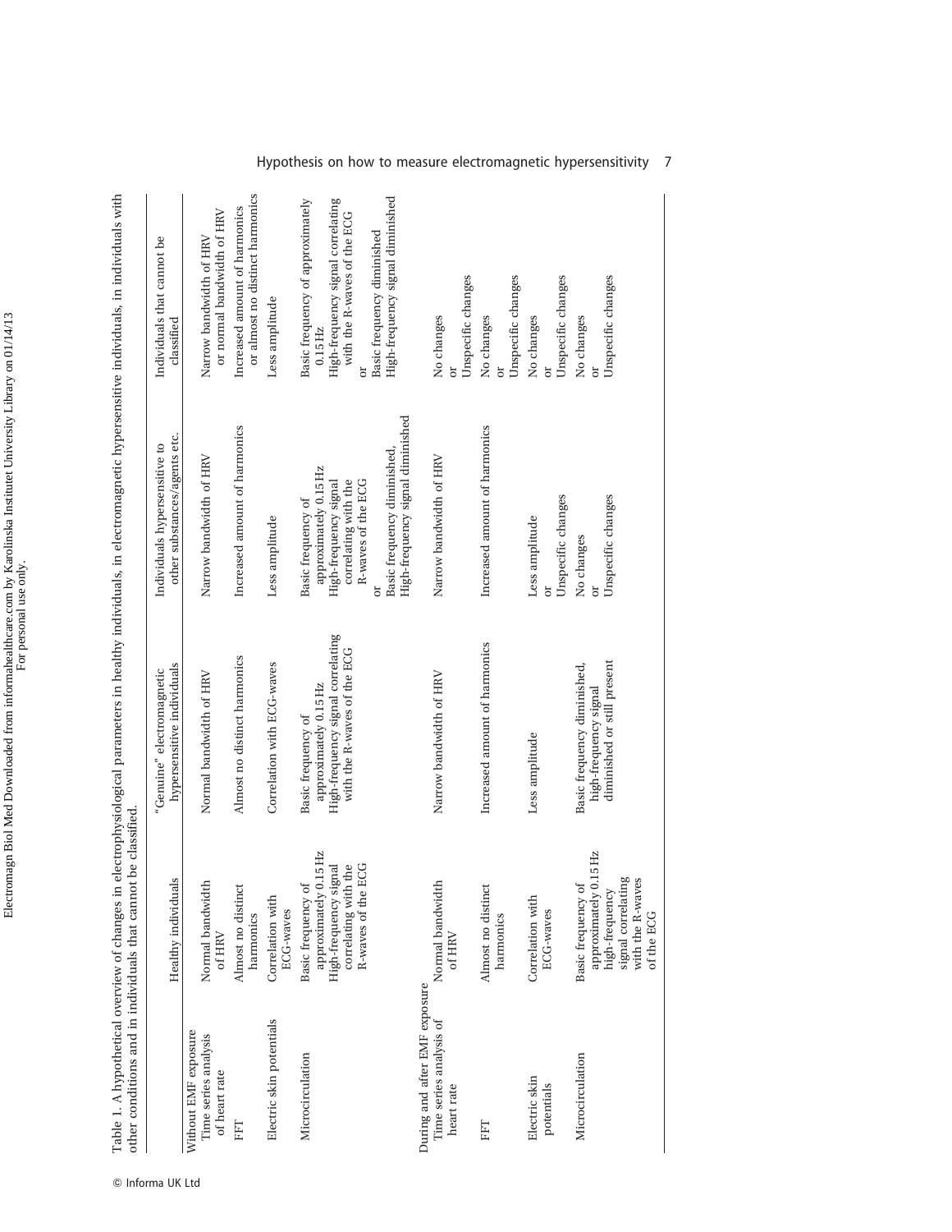Table 1. A hypothetical overview of changes in electrophysiological parameters in healthy individuals, in electromagnetic hypersensitive individuals, in individuals with other conditions and in individuals that cannot be classified.

| | Healthy individuals | "Genuine" electromagnetic hypersensitive individuals | Individuals hypersensitive to other substances/agents etc. | Individuals that cannot be classified |
|---|---|---|---|---|
| **Without EMF exposure** | | | | |
| Time series analysis of heart rate | Normal bandwidth of HRV | Normal bandwidth of HRV | Narrow bandwidth of HRV | Narrow bandwidth of HRV or normal bandwidth of HRV |
| FFT | Almost no distinct harmonics | Almost no distinct harmonics | Increased amount of harmonics | Increased amount of harmonics or almost no distinct harmonics |
| Electric skin potentials | Correlation with ECG-waves | Correlation with ECG-waves | Less amplitude | Less amplitude |
| Microcirculation | Basic frequency of approximately 0.15 Hz<br>High-frequency signal correlating with the R-waves of the ECG | Basic frequency of approximately 0.15 Hz<br>High-frequency signal correlating with the R-waves of the ECG | Basic frequency of approximately 0.15 Hz<br>High-frequency signal correlating with the R-waves of the ECG<br>or<br>Basic frequency diminished, High-frequency signal diminished | Basic frequency of approximately 0.15 Hz<br>High-frequency signal correlating with the R-waves of the ECG<br>or<br>Basic frequency diminished<br>High-frequency signal diminished |
| **During and after EMF exposure** | | | | |
| Time series analysis of heart rate | Normal bandwidth of HRV | Narrow bandwidth of HRV | Narrow bandwidth of HRV | No changes<br>or<br>Unspecific changes |
| FFT | Almost no distinct harmonics | Increased amount of harmonics | Increased amount of harmonics | No changes<br>or<br>Unspecific changes |
| Electric skin potentials | Correlation with ECG-waves | Less amplitude | Less amplitude<br>or<br>Unspecific changes | No changes<br>or<br>Unspecific changes |
| Microcirculation | Basic frequency of approximately 0.15 Hz high-frequency signal correlating with the R-waves of the ECG | Basic frequency diminished, high-frequency signal diminished or still present | No changes<br>or<br>Unspecific changes | No changes<br>or<br>Unspecific changes |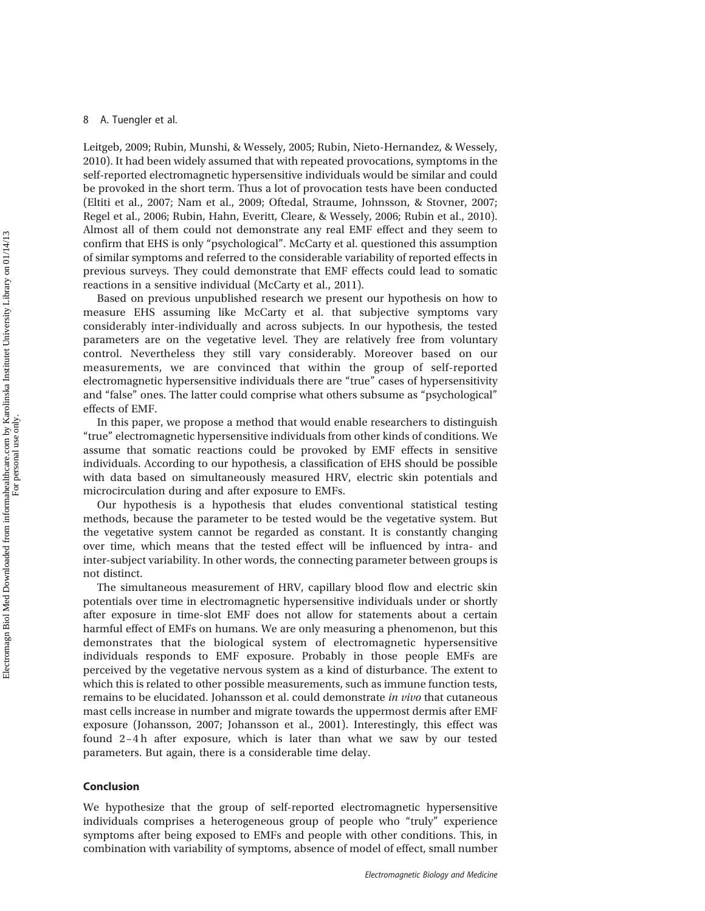Leitgeb, 2009; Rubin, Munshi, & Wessely, 2005; Rubin, Nieto-Hernandez, & Wessely, 2010). It had been widely assumed that with repeated provocations, symptoms in the self-reported electromagnetic hypersensitive individuals would be similar and could be provoked in the short term. Thus a lot of provocation tests have been conducted (Eltiti et al., 2007; Nam et al., 2009; Oftedal, Straume, Johnsson, & Stovner, 2007; Regel et al., 2006; Rubin, Hahn, Everitt, Cleare, & Wessely, 2006; Rubin et al., 2010). Almost all of them could not demonstrate any real EMF effect and they seem to confirm that EHS is only "psychological". McCarty et al. questioned this assumption of similar symptoms and referred to the considerable variability of reported effects in previous surveys. They could demonstrate that EMF effects could lead to somatic reactions in a sensitive individual (McCarty et al., 2011).

Based on previous unpublished research we present our hypothesis on how to measure EHS assuming like McCarty et al. that subjective symptoms vary considerably inter-individually and across subjects. In our hypothesis, the tested parameters are on the vegetative level. They are relatively free from voluntary control. Nevertheless they still vary considerably. Moreover based on our measurements, we are convinced that within the group of self-reported electromagnetic hypersensitive individuals there are "true" cases of hypersensitivity and "false" ones. The latter could comprise what others subsume as "psychological" effects of EMF.

In this paper, we propose a method that would enable researchers to distinguish "true" electromagnetic hypersensitive individuals from other kinds of conditions. We assume that somatic reactions could be provoked by EMF effects in sensitive individuals. According to our hypothesis, a classification of EHS should be possible with data based on simultaneously measured HRV, electric skin potentials and microcirculation during and after exposure to EMFs.

Our hypothesis is a hypothesis that eludes conventional statistical testing methods, because the parameter to be tested would be the vegetative system. But the vegetative system cannot be regarded as constant. It is constantly changing over time, which means that the tested effect will be influenced by intra- and inter-subject variability. In other words, the connecting parameter between groups is not distinct.

The simultaneous measurement of HRV, capillary blood flow and electric skin potentials over time in electromagnetic hypersensitive individuals under or shortly after exposure in time-slot EMF does not allow for statements about a certain harmful effect of EMFs on humans. We are only measuring a phenomenon, but this demonstrates that the biological system of electromagnetic hypersensitive individuals responds to EMF exposure. Probably in those people EMFs are perceived by the vegetative nervous system as a kind of disturbance. The extent to which this is related to other possible measurements, such as immune function tests, remains to be elucidated. Johansson et al. could demonstrate *in vivo* that cutaneous mast cells increase in number and migrate towards the uppermost dermis after EMF exposure (Johansson, 2007; Johansson et al., 2001). Interestingly, this effect was found 2–4 h after exposure, which is later than what we saw by our tested parameters. But again, there is a considerable time delay.

## Conclusion

We hypothesize that the group of self-reported electromagnetic hypersensitive individuals comprises a heterogeneous group of people who "truly" experience symptoms after being exposed to EMFs and people with other conditions. This, in combination with variability of symptoms, absence of model of effect, small number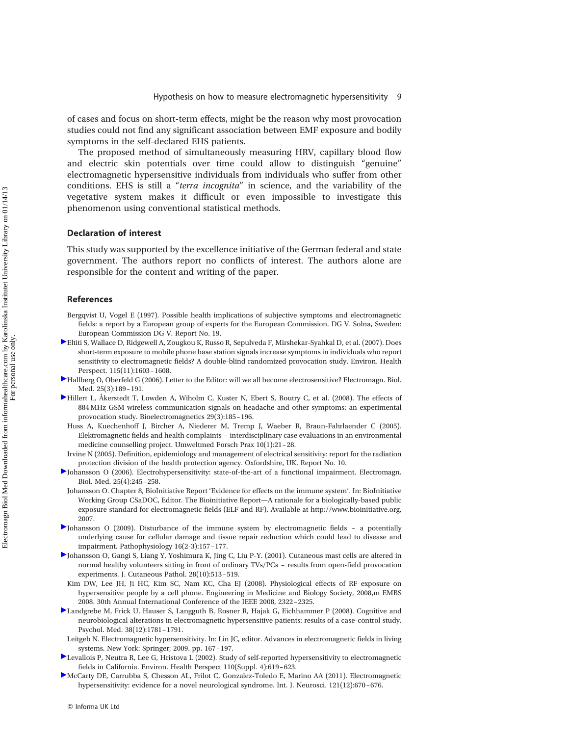of cases and focus on short-term effects, might be the reason why most provocation studies could not find any significant association between EMF exposure and bodily symptoms in the self-declared EHS patients.

The proposed method of simultaneously measuring HRV, capillary blood flow and electric skin potentials over time could allow to distinguish "genuine" electromagnetic hypersensitive individuals from individuals who suffer from other conditions. EHS is still a "*terra incognita*" in science, and the variability of the vegetative system makes it difficult or even impossible to investigate this phenomenon using conventional statistical methods.

## Declaration of interest

This study was supported by the excellence initiative of the German federal and state government. The authors report no conflicts of interest. The authors alone are responsible for the content and writing of the paper.

## References

Bergqvist U, Vogel E (1997). Possible health implications of subjective symptoms and electromagnetic fields: a report by a European group of experts for the European Commission. DG V. Solna, Sweden: European Commission DG V. Report No. 19.

Eltiti S, Wallace D, Ridgewell A, Zougkou K, Russo R, Sepulveda F, Mirshekar-Syahkal D, et al. (2007). Does short-term exposure to mobile phone base station signals increase symptoms in individuals who report sensitivity to electromagnetic fields? A double-blind randomized provocation study. Environ. Health Perspect. 115(11):1603–1608.

Hallberg O, Oberfeld G (2006). Letter to the Editor: will we all become electrosensitive? Electromagn. Biol. Med. 25(3):189–191.

Hillert L, Åkerstedt T, Lowden A, Wiholm C, Kuster N, Ebert S, Boutry C, et al. (2008). The effects of 884 MHz GSM wireless communication signals on headache and other symptoms: an experimental provocation study. Bioelectromagnetics 29(3):185–196.

Huss A, Kuechenhoff J, Bircher A, Niederer M, Tremp J, Waeber R, Braun-Fahrlaender C (2005). Elektromagnetic fields and health complaints – interdisciplinary case evaluations in an environmental medicine counselling project. Umweltmed Forsch Prax 10(1):21–28.

Irvine N (2005). Definition, epidemiology and management of electrical sensitivity: report for the radiation protection division of the health protection agency. Oxfordshire, UK. Report No. 10.

Johansson O (2006). Electrohypersensitivity: state-of-the-art of a functional impairment. Electromagn. Biol. Med. 25(4):245–258.

Johansson O. Chapter 8, BioInitiative Report 'Evidence for effects on the immune system'. In: BioInitiative Working Group CSaDOC, Editor. The Bioinitiative Report—A rationale for a biologically-based public exposure standard for electromagnetic fields (ELF and RF). Available at http://www.bioinitiative.org, 2007.

Johansson O (2009). Disturbance of the immune system by electromagnetic fields – a potentially underlying cause for cellular damage and tissue repair reduction which could lead to disease and impairment. Pathophysiology 16(2-3):157–177.

Johansson O, Gangi S, Liang Y, Yoshimura K, Jing C, Liu P-Y. (2001). Cutaneous mast cells are altered in normal healthy volunteers sitting in front of ordinary TVs/PCs – results from open-field provocation experiments. J. Cutaneous Pathol. 28(10):513–519.

Kim DW, Lee JH, Ji HC, Kim SC, Nam KC, Cha EJ (2008). Physiological effects of RF exposure on hypersensitive people by a cell phone. Engineering in Medicine and Biology Society, 2008,m EMBS 2008. 30th Annual International Conference of the IEEE 2008, 2322–2325.

Landgrebe M, Frick U, Hauser S, Langguth B, Rosner R, Hajak G, Eichhammer P (2008). Cognitive and neurobiological alterations in electromagnetic hypersensitive patients: results of a case-control study. Psychol. Med. 38(12):1781–1791.

Leitgeb N. Electromagnetic hypersensitivity. In: Lin JC, editor. Advances in electromagnetic fields in living systems. New York: Springer; 2009. pp. 167–197.

Levallois P, Neutra R, Lee G, Hristova L (2002). Study of self-reported hypersensitivity to electromagnetic fields in California. Environ. Health Perspect 110(Suppl. 4):619–623.

McCarty DE, Carrubba S, Chesson AL, Frilot C, Gonzalez-Toledo E, Marino AA (2011). Electromagnetic hypersensitivity: evidence for a novel neurological syndrome. Int. J. Neurosci. 121(12):670–676.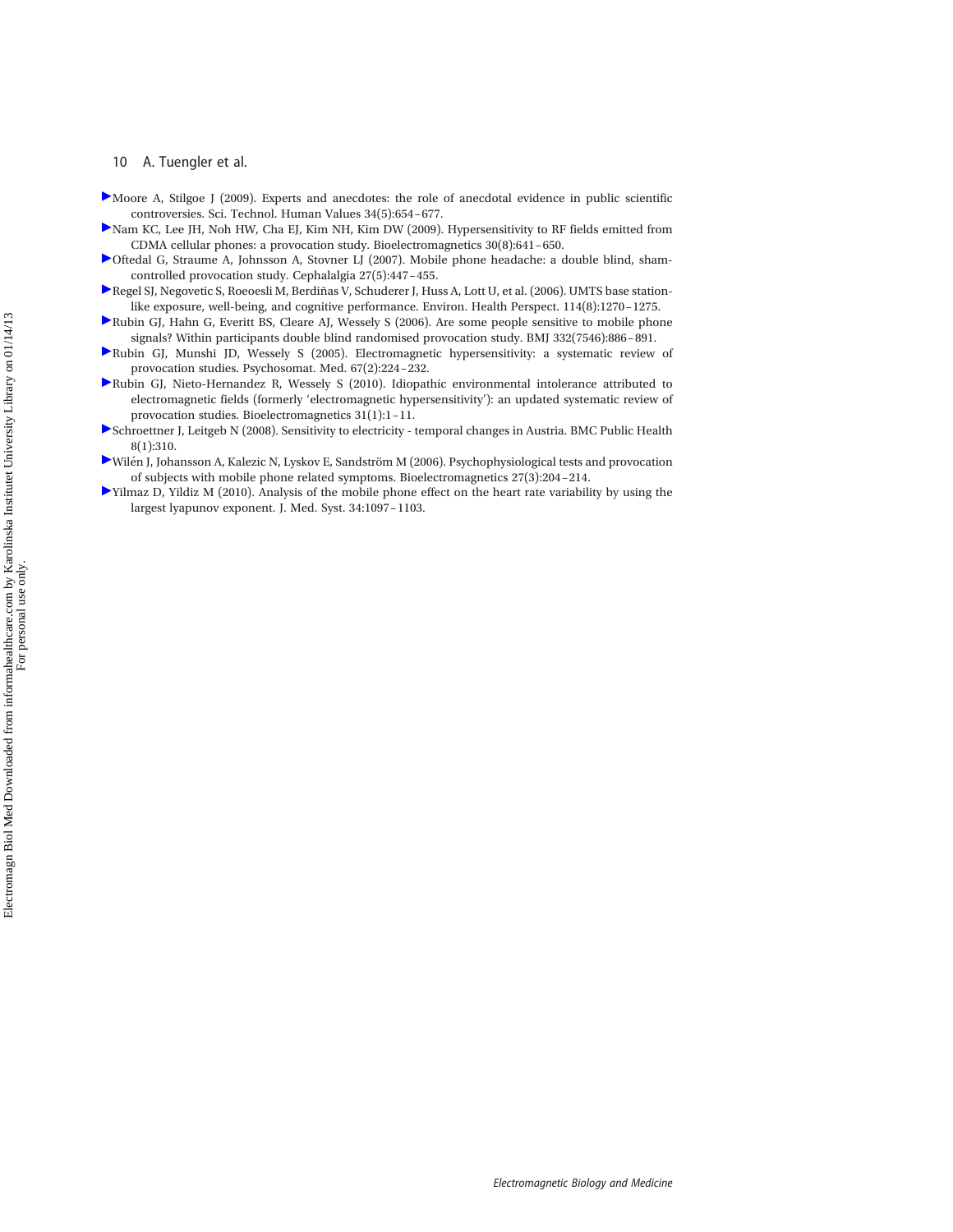- Moore A, Stilgoe J (2009). Experts and anecdotes: the role of anecdotal evidence in public scientific controversies. Sci. Technol. Human Values 34(5):654–677.
- Nam KC, Lee JH, Noh HW, Cha EJ, Kim NH, Kim DW (2009). Hypersensitivity to RF fields emitted from CDMA cellular phones: a provocation study. Bioelectromagnetics 30(8):641–650.
- Oftedal G, Straume A, Johnsson A, Stovner LJ (2007). Mobile phone headache: a double blind, sham-controlled provocation study. Cephalalgia 27(5):447–455.
- Regel SJ, Negovetic S, Roeoesli M, Berdiñas V, Schuderer J, Huss A, Lott U, et al. (2006). UMTS base station-like exposure, well-being, and cognitive performance. Environ. Health Perspect. 114(8):1270–1275.
- Rubin GJ, Hahn G, Everitt BS, Cleare AJ, Wessely S (2006). Are some people sensitive to mobile phone signals? Within participants double blind randomised provocation study. BMJ 332(7546):886–891.
- Rubin GJ, Munshi JD, Wessely S (2005). Electromagnetic hypersensitivity: a systematic review of provocation studies. Psychosomat. Med. 67(2):224–232.
- Rubin GJ, Nieto-Hernandez R, Wessely S (2010). Idiopathic environmental intolerance attributed to electromagnetic fields (formerly 'electromagnetic hypersensitivity'): an updated systematic review of provocation studies. Bioelectromagnetics 31(1):1–11.
- Schroettner J, Leitgeb N (2008). Sensitivity to electricity - temporal changes in Austria. BMC Public Health 8(1):310.
- Wilén J, Johansson A, Kalezic N, Lyskov E, Sandström M (2006). Psychophysiological tests and provocation of subjects with mobile phone related symptoms. Bioelectromagnetics 27(3):204–214.
- Yilmaz D, Yildiz M (2010). Analysis of the mobile phone effect on the heart rate variability by using the largest lyapunov exponent. J. Med. Syst. 34:1097–1103.